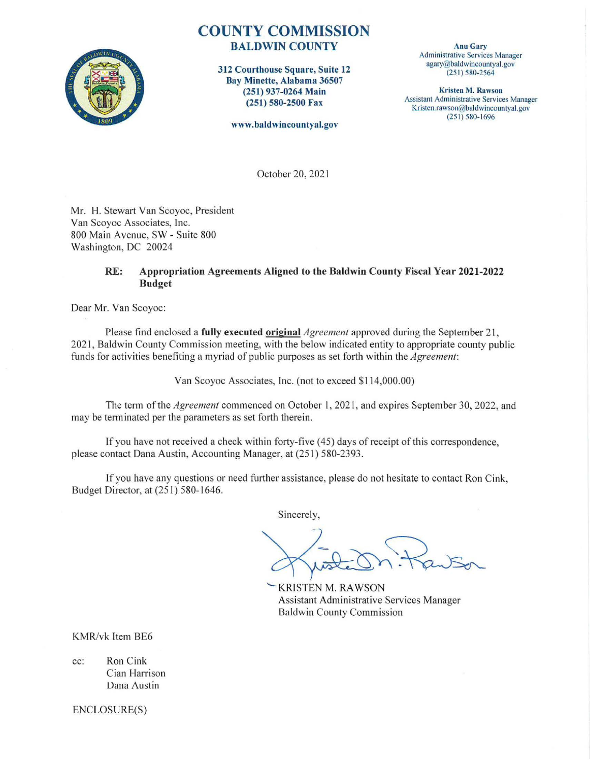# COUNTY COMMISSION
## BALDWIN COUNTY

312 Courthouse Square, Suite 12
Bay Minette, Alabama 36507
(251) 937-0264 Main
(251) 580-2500 Fax

www.baldwincountyal.gov

**Anu Gary**
Administrative Services Manager
agary@baldwincountyal.gov
(251) 580-2564

**Kristen M. Rawson**
Assistant Administrative Services Manager
Kristen.rawson@baldwincountyal.gov
(251) 580-1696

October 20, 2021

Mr. H. Stewart Van Scoyoc, President
Van Scoyoc Associates, Inc.
800 Main Avenue, SW - Suite 800
Washington, DC 20024

**RE: Appropriation Agreements Aligned to the Baldwin County Fiscal Year 2021-2022 Budget**

Dear Mr. Van Scoyoc:

Please find enclosed a **fully executed original** *Agreement* approved during the September 21, 2021, Baldwin County Commission meeting, with the below indicated entity to appropriate county public funds for activities benefiting a myriad of public purposes as set forth within the *Agreement*:

Van Scoyoc Associates, Inc. (not to exceed $114,000.00)

The term of the *Agreement* commenced on October 1, 2021, and expires September 30, 2022, and may be terminated per the parameters as set forth therein.

If you have not received a check within forty-five (45) days of receipt of this correspondence, please contact Dana Austin, Accounting Manager, at (251) 580-2393.

If you have any questions or need further assistance, please do not hesitate to contact Ron Cink, Budget Director, at (251) 580-1646.

Sincerely,

KRISTEN M. RAWSON
Assistant Administrative Services Manager
Baldwin County Commission

KMR/vk Item BE6

cc: Ron Cink
Cian Harrison
Dana Austin

ENCLOSURE(S)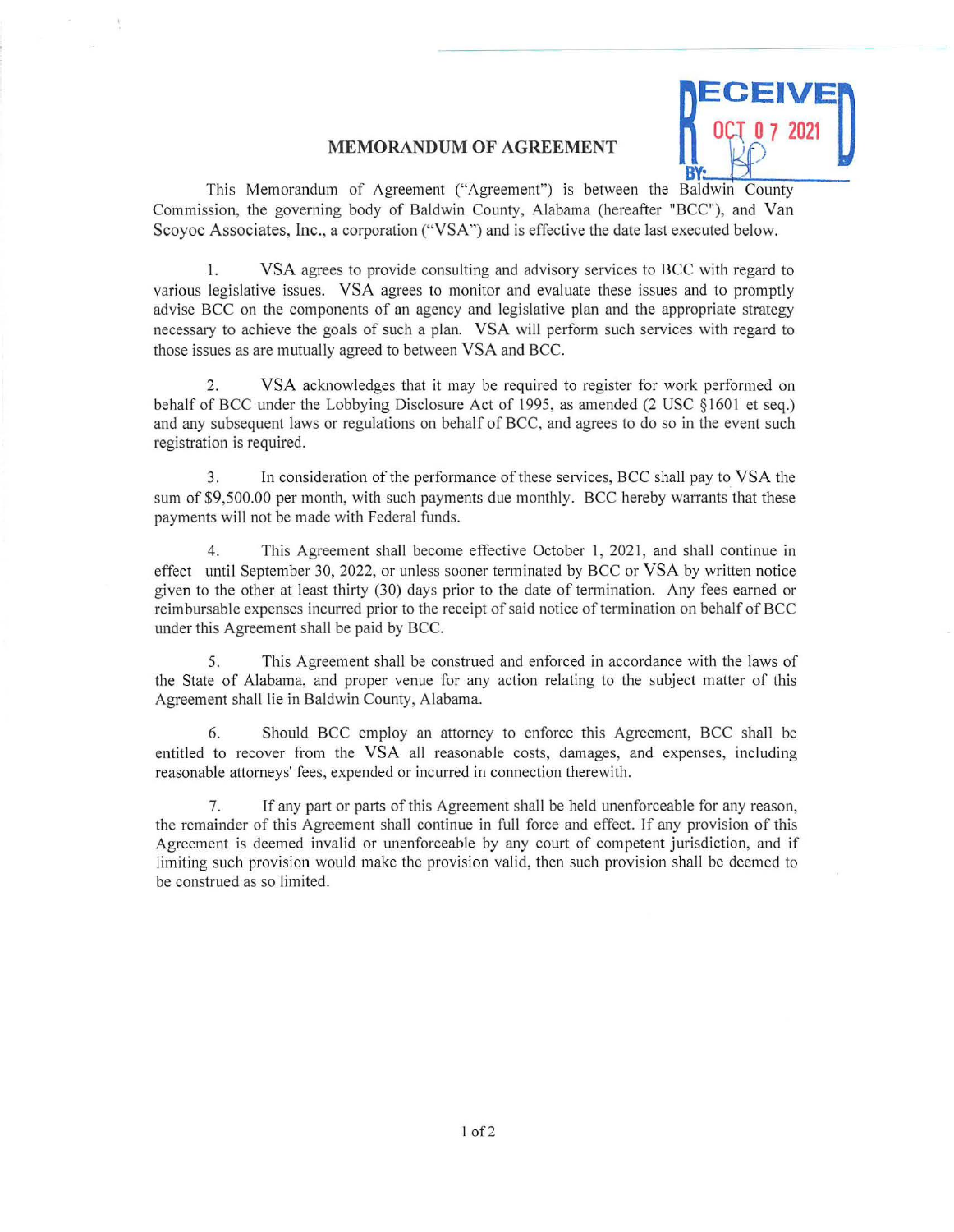RECEIVED
OCT 07 2021
BY: KP

## MEMORANDUM OF AGREEMENT

This Memorandum of Agreement ("Agreement") is between the Baldwin County Commission, the governing body of Baldwin County, Alabama (hereafter "BCC"), and Van Scoyoc Associates, Inc., a corporation ("VSA") and is effective the date last executed below.

1. VSA agrees to provide consulting and advisory services to BCC with regard to various legislative issues. VSA agrees to monitor and evaluate these issues and to promptly advise BCC on the components of an agency and legislative plan and the appropriate strategy necessary to achieve the goals of such a plan. VSA will perform such services with regard to those issues as are mutually agreed to between VSA and BCC.

2. VSA acknowledges that it may be required to register for work performed on behalf of BCC under the Lobbying Disclosure Act of 1995, as amended (2 USC §1601 et seq.) and any subsequent laws or regulations on behalf of BCC, and agrees to do so in the event such registration is required.

3. In consideration of the performance of these services, BCC shall pay to VSA the sum of $9,500.00 per month, with such payments due monthly. BCC hereby warrants that these payments will not be made with Federal funds.

4. This Agreement shall become effective October 1, 2021, and shall continue in effect until September 30, 2022, or unless sooner terminated by BCC or VSA by written notice given to the other at least thirty (30) days prior to the date of termination. Any fees earned or reimbursable expenses incurred prior to the receipt of said notice of termination on behalf of BCC under this Agreement shall be paid by BCC.

5. This Agreement shall be construed and enforced in accordance with the laws of the State of Alabama, and proper venue for any action relating to the subject matter of this Agreement shall lie in Baldwin County, Alabama.

6. Should BCC employ an attorney to enforce this Agreement, BCC shall be entitled to recover from the VSA all reasonable costs, damages, and expenses, including reasonable attorneys' fees, expended or incurred in connection therewith.

7. If any part or parts of this Agreement shall be held unenforceable for any reason, the remainder of this Agreement shall continue in full force and effect. If any provision of this Agreement is deemed invalid or unenforceable by any court of competent jurisdiction, and if limiting such provision would make the provision valid, then such provision shall be deemed to be construed as so limited.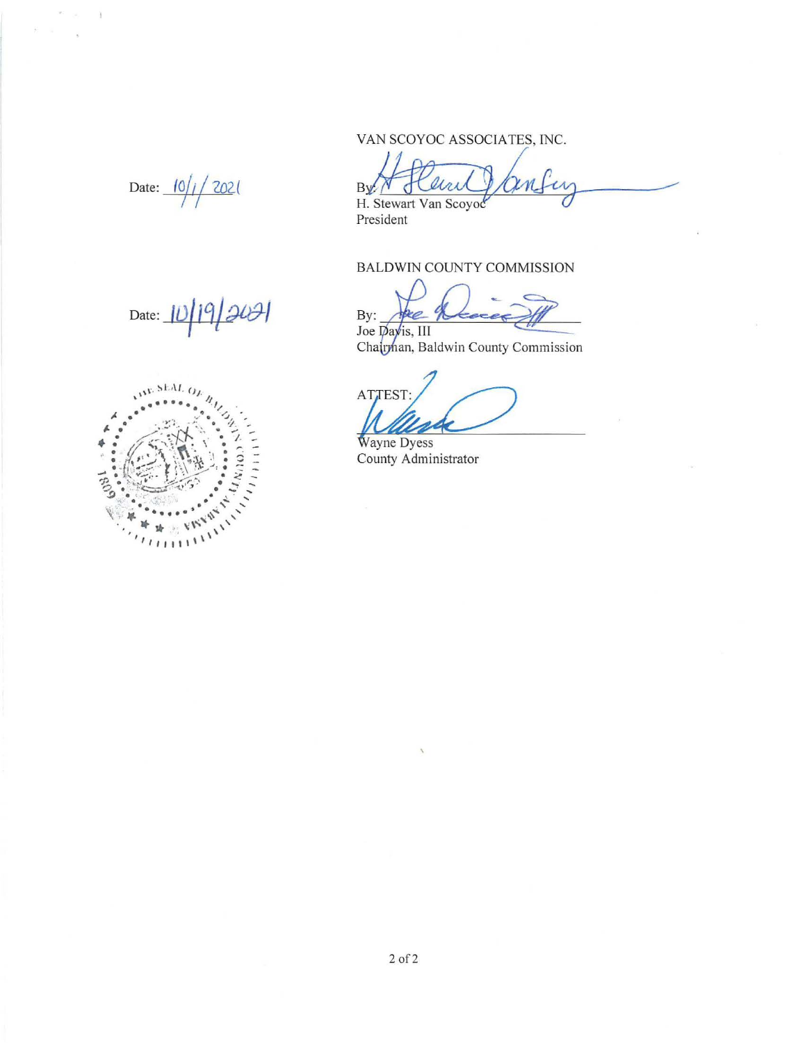Date: 10/1/2021

VAN SCOYOC ASSOCIATES, INC.

By: H. Stewart Van Scoyoc

H. Stewart Van Scoyoc
President

Date: 10/19/2021

BALDWIN COUNTY COMMISSION

By: Joe Davis, III

Joe Davis, III
Chairman, Baldwin County Commission

ATTEST: Wayne Dyess

Wayne Dyess
County Administrator

THE SEAL OF BALDWIN COUNTY ALABAMA 1809